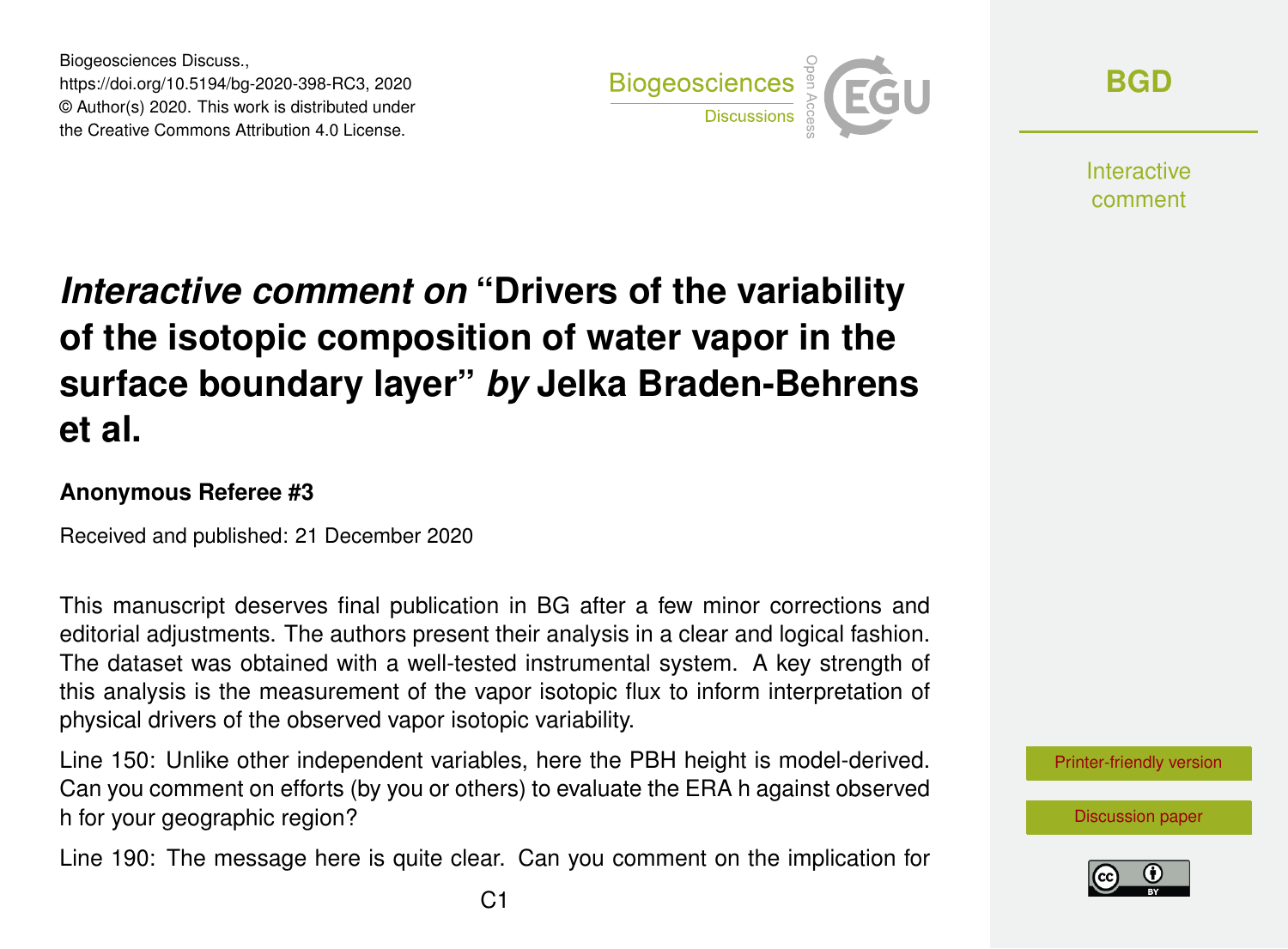Biogeosciences Discuss.,
https://doi.org/10.5194/bg-2020-398-RC3, 2020
© Author(s) 2020. This work is distributed under
the Creative Commons Attribution 4.0 License.

# *Interactive comment on* "Drivers of the variability of the isotopic composition of water vapor in the surface boundary layer" *by* Jelka Braden-Behrens et al.

### Anonymous Referee #3

Received and published: 21 December 2020

This manuscript deserves final publication in BG after a few minor corrections and editorial adjustments. The authors present their analysis in a clear and logical fashion. The dataset was obtained with a well-tested instrumental system. A key strength of this analysis is the measurement of the vapor isotopic flux to inform interpretation of physical drivers of the observed vapor isotopic variability.

Line 150: Unlike other independent variables, here the PBH height is model-derived. Can you comment on efforts (by you or others) to evaluate the ERA h against observed h for your geographic region?

Line 190: The message here is quite clear. Can you comment on the implication for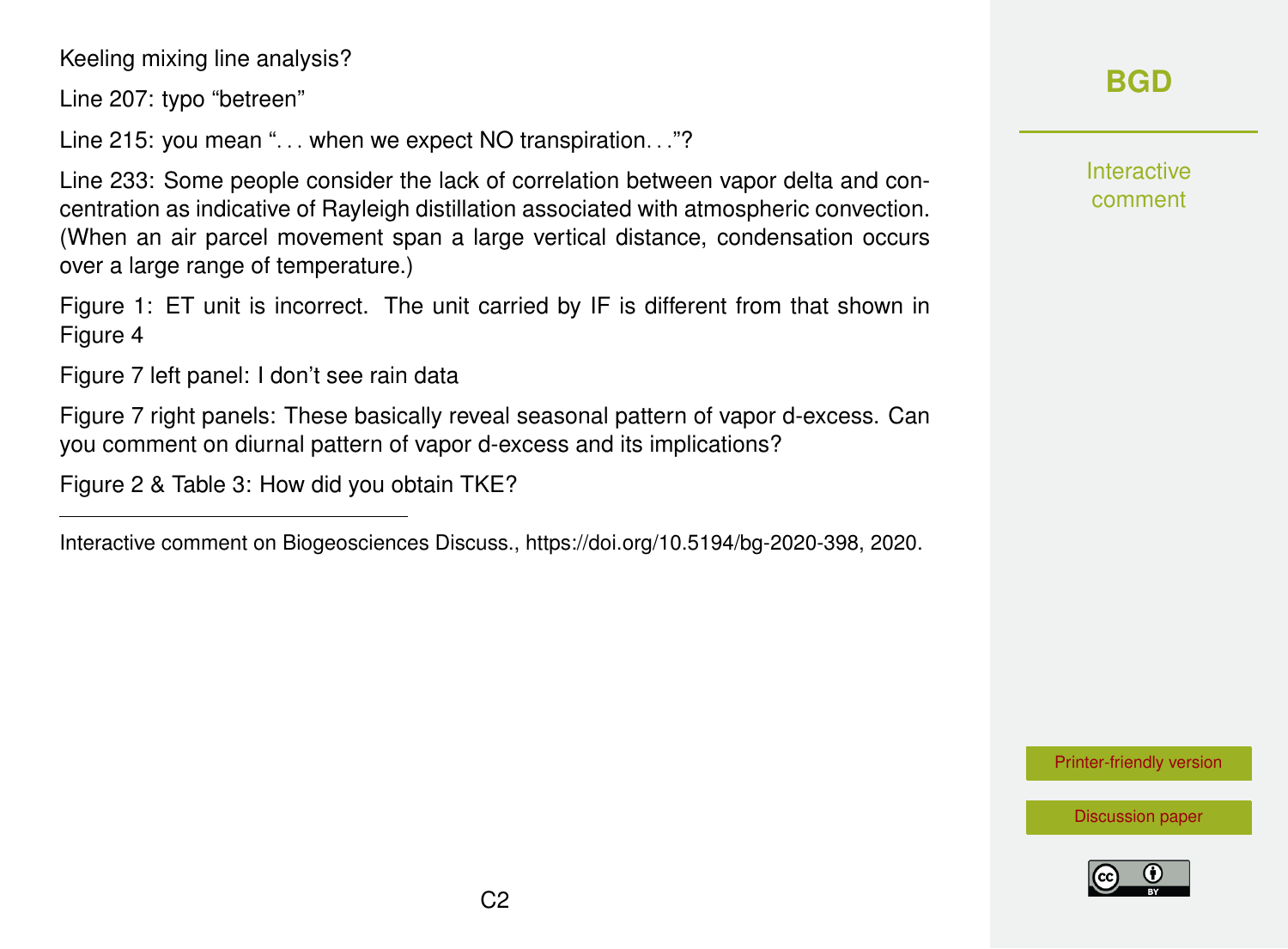Keeling mixing line analysis?

Line 207: typo “betreen”

Line 215: you mean “. . . when we expect NO transpiration. . .”?

Line 233: Some people consider the lack of correlation between vapor delta and concentration as indicative of Rayleigh distillation associated with atmospheric convection. (When an air parcel movement span a large vertical distance, condensation occurs over a large range of temperature.)

Figure 1: ET unit is incorrect. The unit carried by IF is different from that shown in Figure 4

Figure 7 left panel: I don’t see rain data

Figure 7 right panels: These basically reveal seasonal pattern of vapor d-excess. Can you comment on diurnal pattern of vapor d-excess and its implications?

Figure 2 & Table 3: How did you obtain TKE?

---

Interactive comment on Biogeosciences Discuss., https://doi.org/10.5194/bg-2020-398, 2020.